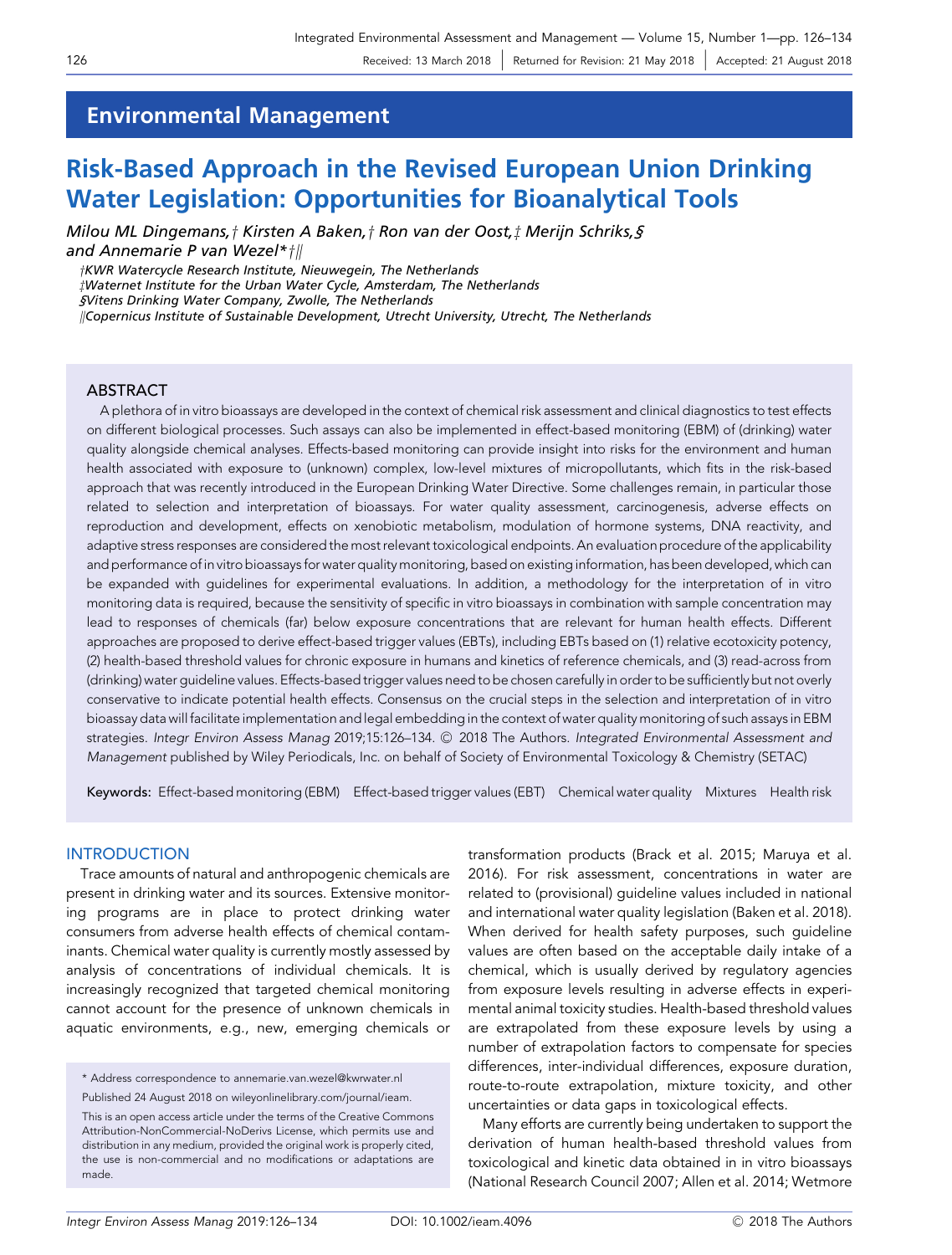## Environmental Management

# Risk-Based Approach in the Revised European Union Drinking Water Legislation: Opportunities for Bioanalytical Tools

*Milou ML Dingemans,† Kirsten A Baken,† Ron van der Oost,‡ Merijn Schriks,§ and Annemarie P van Wezel*†||*

*†KWR Watercycle Research Institute, Nieuwegein, The Netherlands*
*‡Waternet Institute for the Urban Water Cycle, Amsterdam, The Netherlands*
*§Vitens Drinking Water Company, Zwolle, The Netherlands*
*||Copernicus Institute of Sustainable Development, Utrecht University, Utrecht, The Netherlands*

Received: 13 March 2018 | Returned for Revision: 21 May 2018 | Accepted: 21 August 2018

## ABSTRACT

A plethora of in vitro bioassays are developed in the context of chemical risk assessment and clinical diagnostics to test effects on different biological processes. Such assays can also be implemented in effect-based monitoring (EBM) of (drinking) water quality alongside chemical analyses. Effects-based monitoring can provide insight into risks for the environment and human health associated with exposure to (unknown) complex, low-level mixtures of micropollutants, which fits in the risk-based approach that was recently introduced in the European Drinking Water Directive. Some challenges remain, in particular those related to selection and interpretation of bioassays. For water quality assessment, carcinogenesis, adverse effects on reproduction and development, effects on xenobiotic metabolism, modulation of hormone systems, DNA reactivity, and adaptive stress responses are considered the most relevant toxicological endpoints. An evaluation procedure of the applicability and performance of in vitro bioassays for water quality monitoring, based on existing information, has been developed, which can be expanded with guidelines for experimental evaluations. In addition, a methodology for the interpretation of in vitro monitoring data is required, because the sensitivity of specific in vitro bioassays in combination with sample concentration may lead to responses of chemicals (far) below exposure concentrations that are relevant for human health effects. Different approaches are proposed to derive effect-based trigger values (EBTs), including EBTs based on (1) relative ecotoxicity potency, (2) health-based threshold values for chronic exposure in humans and kinetics of reference chemicals, and (3) read-across from (drinking) water guideline values. Effects-based trigger values need to be chosen carefully in order to be sufficiently but not overly conservative to indicate potential health effects. Consensus on the crucial steps in the selection and interpretation of in vitro bioassay data will facilitate implementation and legal embedding in the context of water quality monitoring of such assays in EBM strategies. *Integr Environ Assess Manag* 2019;15:126–134. © 2018 The Authors. *Integrated Environmental Assessment and Management* published by Wiley Periodicals, Inc. on behalf of Society of Environmental Toxicology & Chemistry (SETAC)

**Keywords:** Effect-based monitoring (EBM) Effect-based trigger values (EBT) Chemical water quality Mixtures Health risk

## INTRODUCTION

Trace amounts of natural and anthropogenic chemicals are present in drinking water and its sources. Extensive monitoring programs are in place to protect drinking water consumers from adverse health effects of chemical contaminants. Chemical water quality is currently mostly assessed by analysis of concentrations of individual chemicals. It is increasingly recognized that targeted chemical monitoring cannot account for the presence of unknown chemicals in aquatic environments, e.g., new, emerging chemicals or transformation products (Brack et al. 2015; Maruya et al. 2016). For risk assessment, concentrations in water are related to (provisional) guideline values included in national and international water quality legislation (Baken et al. 2018). When derived for health safety purposes, such guideline values are often based on the acceptable daily intake of a chemical, which is usually derived by regulatory agencies from exposure levels resulting in adverse effects in experimental animal toxicity studies. Health-based threshold values are extrapolated from these exposure levels by using a number of extrapolation factors to compensate for species differences, inter-individual differences, exposure duration, route-to-route extrapolation, mixture toxicity, and other uncertainties or data gaps in toxicological effects.

Many efforts are currently being undertaken to support the derivation of human health-based threshold values from toxicological and kinetic data obtained in in vitro bioassays (National Research Council 2007; Allen et al. 2014; Wetmore

\* Address correspondence to annemarie.van.wezel@kwrwater.nl

Published 24 August 2018 on wileyonlinelibrary.com/journal/ieam.

This is an open access article under the terms of the Creative Commons Attribution-NonCommercial-NoDerivs License, which permits use and distribution in any medium, provided the original work is properly cited, the use is non-commercial and no modifications or adaptations are made.

DOI: 10.1002/ieam.4096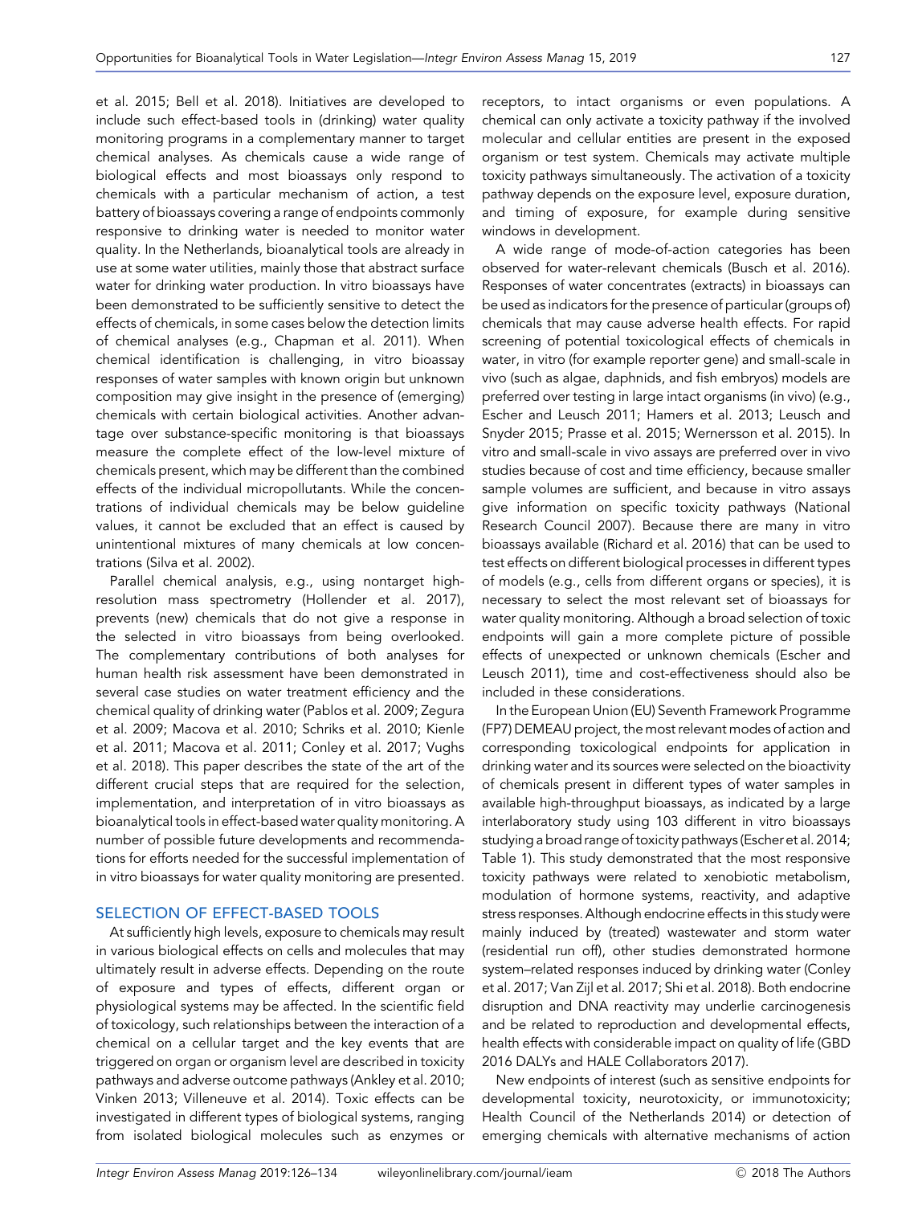et al. 2015; Bell et al. 2018). Initiatives are developed to include such effect-based tools in (drinking) water quality monitoring programs in a complementary manner to target chemical analyses. As chemicals cause a wide range of biological effects and most bioassays only respond to chemicals with a particular mechanism of action, a test battery of bioassays covering a range of endpoints commonly responsive to drinking water is needed to monitor water quality. In the Netherlands, bioanalytical tools are already in use at some water utilities, mainly those that abstract surface water for drinking water production. In vitro bioassays have been demonstrated to be sufficiently sensitive to detect the effects of chemicals, in some cases below the detection limits of chemical analyses (e.g., Chapman et al. 2011). When chemical identification is challenging, in vitro bioassay responses of water samples with known origin but unknown composition may give insight in the presence of (emerging) chemicals with certain biological activities. Another advantage over substance-specific monitoring is that bioassays measure the complete effect of the low-level mixture of chemicals present, which may be different than the combined effects of the individual micropollutants. While the concentrations of individual chemicals may be below guideline values, it cannot be excluded that an effect is caused by unintentional mixtures of many chemicals at low concentrations (Silva et al. 2002).

Parallel chemical analysis, e.g., using nontarget high-resolution mass spectrometry (Hollender et al. 2017), prevents (new) chemicals that do not give a response in the selected in vitro bioassays from being overlooked. The complementary contributions of both analyses for human health risk assessment have been demonstrated in several case studies on water treatment efficiency and the chemical quality of drinking water (Pablos et al. 2009; Zegura et al. 2009; Macova et al. 2010; Schriks et al. 2010; Kienle et al. 2011; Macova et al. 2011; Conley et al. 2017; Vughs et al. 2018). This paper describes the state of the art of the different crucial steps that are required for the selection, implementation, and interpretation of in vitro bioassays as bioanalytical tools in effect-based water quality monitoring. A number of possible future developments and recommendations for efforts needed for the successful implementation of in vitro bioassays for water quality monitoring are presented.

## SELECTION OF EFFECT-BASED TOOLS

At sufficiently high levels, exposure to chemicals may result in various biological effects on cells and molecules that may ultimately result in adverse effects. Depending on the route of exposure and types of effects, different organ or physiological systems may be affected. In the scientific field of toxicology, such relationships between the interaction of a chemical on a cellular target and the key events that are triggered on organ or organism level are described in toxicity pathways and adverse outcome pathways (Ankley et al. 2010; Vinken 2013; Villeneuve et al. 2014). Toxic effects can be investigated in different types of biological systems, ranging from isolated biological molecules such as enzymes or receptors, to intact organisms or even populations. A chemical can only activate a toxicity pathway if the involved molecular and cellular entities are present in the exposed organism or test system. Chemicals may activate multiple toxicity pathways simultaneously. The activation of a toxicity pathway depends on the exposure level, exposure duration, and timing of exposure, for example during sensitive windows in development.

A wide range of mode-of-action categories has been observed for water-relevant chemicals (Busch et al. 2016). Responses of water concentrates (extracts) in bioassays can be used as indicators for the presence of particular (groups of) chemicals that may cause adverse health effects. For rapid screening of potential toxicological effects of chemicals in water, in vitro (for example reporter gene) and small-scale in vivo (such as algae, daphnids, and fish embryos) models are preferred over testing in large intact organisms (in vivo) (e.g., Escher and Leusch 2011; Hamers et al. 2013; Leusch and Snyder 2015; Prasse et al. 2015; Wernersson et al. 2015). In vitro and small-scale in vivo assays are preferred over in vivo studies because of cost and time efficiency, because smaller sample volumes are sufficient, and because in vitro assays give information on specific toxicity pathways (National Research Council 2007). Because there are many in vitro bioassays available (Richard et al. 2016) that can be used to test effects on different biological processes in different types of models (e.g., cells from different organs or species), it is necessary to select the most relevant set of bioassays for water quality monitoring. Although a broad selection of toxic endpoints will gain a more complete picture of possible effects of unexpected or unknown chemicals (Escher and Leusch 2011), time and cost-effectiveness should also be included in these considerations.

In the European Union (EU) Seventh Framework Programme (FP7) DEMEAU project, the most relevant modes of action and corresponding toxicological endpoints for application in drinking water and its sources were selected on the bioactivity of chemicals present in different types of water samples in available high-throughput bioassays, as indicated by a large interlaboratory study using 103 different in vitro bioassays studying a broad range of toxicity pathways (Escher et al. 2014; Table 1). This study demonstrated that the most responsive toxicity pathways were related to xenobiotic metabolism, modulation of hormone systems, reactivity, and adaptive stress responses. Although endocrine effects in this study were mainly induced by (treated) wastewater and storm water (residential run off), other studies demonstrated hormone system–related responses induced by drinking water (Conley et al. 2017; Van Zijl et al. 2017; Shi et al. 2018). Both endocrine disruption and DNA reactivity may underlie carcinogenesis and be related to reproduction and developmental effects, health effects with considerable impact on quality of life (GBD 2016 DALYs and HALE Collaborators 2017).

New endpoints of interest (such as sensitive endpoints for developmental toxicity, neurotoxicity, or immunotoxicity; Health Council of the Netherlands 2014) or detection of emerging chemicals with alternative mechanisms of action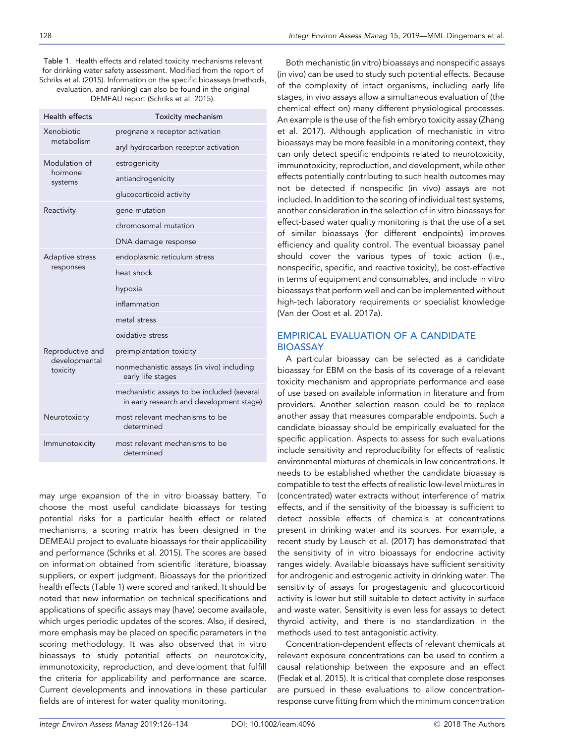Table 1. Health effects and related toxicity mechanisms relevant for drinking water safety assessment. Modified from the report of Schriks et al. (2015). Information on the specific bioassays (methods, evaluation, and ranking) can also be found in the original DEMEAU report (Schriks et al. 2015).

| Health effects | Toxicity mechanism |
|---|---|
| Xenobiotic metabolism | pregnane x receptor activation |
| | aryl hydrocarbon receptor activation |
| Modulation of hormone systems | estrogenicity |
| | antiandrogenicity |
| | glucocorticoid activity |
| Reactivity | gene mutation |
| | chromosomal mutation |
| | DNA damage response |
| Adaptive stress responses | endoplasmic reticulum stress |
| | heat shock |
| | hypoxia |
| | inflammation |
| | metal stress |
| | oxidative stress |
| Reproductive and developmental toxicity | preimplantation toxicity |
| | nonmechanistic assays (in vivo) including early life stages |
| | mechanistic assays to be included (several in early research and development stage) |
| Neurotoxicity | most relevant mechanisms to be determined |
| Immunotoxicity | most relevant mechanisms to be determined |

may urge expansion of the in vitro bioassay battery. To choose the most useful candidate bioassays for testing potential risks for a particular health effect or related mechanisms, a scoring matrix has been designed in the DEMEAU project to evaluate bioassays for their applicability and performance (Schriks et al. 2015). The scores are based on information obtained from scientific literature, bioassay suppliers, or expert judgment. Bioassays for the prioritized health effects (Table 1) were scored and ranked. It should be noted that new information on technical specifications and applications of specific assays may (have) become available, which urges periodic updates of the scores. Also, if desired, more emphasis may be placed on specific parameters in the scoring methodology. It was also observed that in vitro bioassays to study potential effects on neurotoxicity, immunotoxicity, reproduction, and development that fulfill the criteria for applicability and performance are scarce. Current developments and innovations in these particular fields are of interest for water quality monitoring.

Both mechanistic (in vitro) bioassays and nonspecific assays (in vivo) can be used to study such potential effects. Because of the complexity of intact organisms, including early life stages, in vivo assays allow a simultaneous evaluation of (the chemical effect on) many different physiological processes. An example is the use of the fish embryo toxicity assay (Zhang et al. 2017). Although application of mechanistic in vitro bioassays may be more feasible in a monitoring context, they can only detect specific endpoints related to neurotoxicity, immunotoxicity, reproduction, and development, while other effects potentially contributing to such health outcomes may not be detected if nonspecific (in vivo) assays are not included. In addition to the scoring of individual test systems, another consideration in the selection of in vitro bioassays for effect-based water quality monitoring is that the use of a set of similar bioassays (for different endpoints) improves efficiency and quality control. The eventual bioassay panel should cover the various types of toxic action (i.e., nonspecific, specific, and reactive toxicity), be cost-effective in terms of equipment and consumables, and include in vitro bioassays that perform well and can be implemented without high-tech laboratory requirements or specialist knowledge (Van der Oost et al. 2017a).

## EMPIRICAL EVALUATION OF A CANDIDATE BIOASSAY

A particular bioassay can be selected as a candidate bioassay for EBM on the basis of its coverage of a relevant toxicity mechanism and appropriate performance and ease of use based on available information in literature and from providers. Another selection reason could be to replace another assay that measures comparable endpoints. Such a candidate bioassay should be empirically evaluated for the specific application. Aspects to assess for such evaluations include sensitivity and reproducibility for effects of realistic environmental mixtures of chemicals in low concentrations. It needs to be established whether the candidate bioassay is compatible to test the effects of realistic low-level mixtures in (concentrated) water extracts without interference of matrix effects, and if the sensitivity of the bioassay is sufficient to detect possible effects of chemicals at concentrations present in drinking water and its sources. For example, a recent study by Leusch et al. (2017) has demonstrated that the sensitivity of in vitro bioassays for endocrine activity ranges widely. Available bioassays have sufficient sensitivity for androgenic and estrogenic activity in drinking water. The sensitivity of assays for progestagenic and glucocorticoid activity is lower but still suitable to detect activity in surface and waste water. Sensitivity is even less for assays to detect thyroid activity, and there is no standardization in the methods used to test antagonistic activity.

Concentration-dependent effects of relevant chemicals at relevant exposure concentrations can be used to confirm a causal relationship between the exposure and an effect (Fedak et al. 2015). It is critical that complete dose responses are pursued in these evaluations to allow concentration-response curve fitting from which the minimum concentration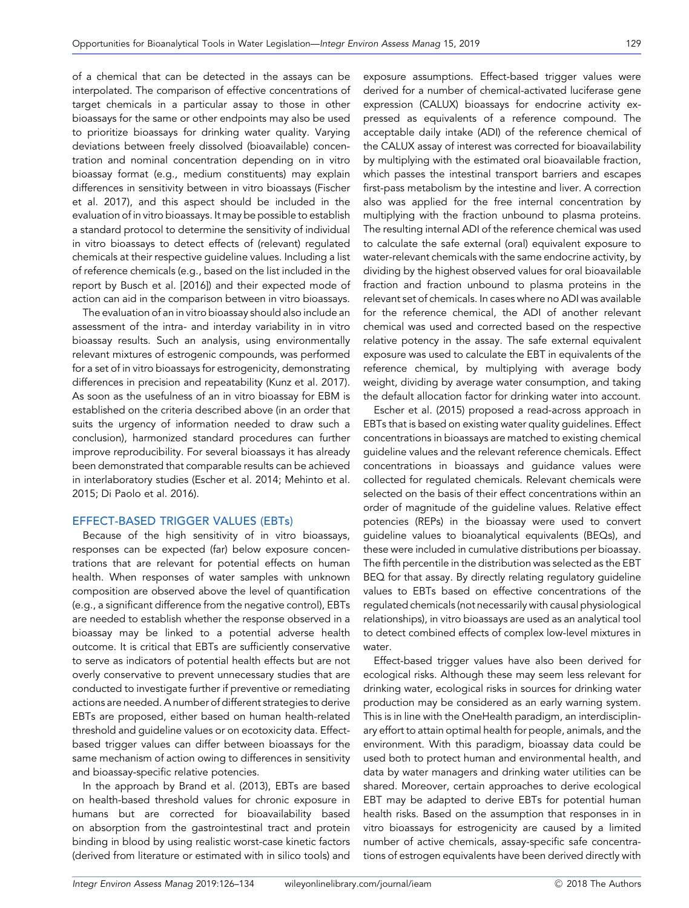of a chemical that can be detected in the assays can be interpolated. The comparison of effective concentrations of target chemicals in a particular assay to those in other bioassays for the same or other endpoints may also be used to prioritize bioassays for drinking water quality. Varying deviations between freely dissolved (bioavailable) concentration and nominal concentration depending on in vitro bioassay format (e.g., medium constituents) may explain differences in sensitivity between in vitro bioassays (Fischer et al. 2017), and this aspect should be included in the evaluation of in vitro bioassays. It may be possible to establish a standard protocol to determine the sensitivity of individual in vitro bioassays to detect effects of (relevant) regulated chemicals at their respective guideline values. Including a list of reference chemicals (e.g., based on the list included in the report by Busch et al. [2016]) and their expected mode of action can aid in the comparison between in vitro bioassays.

The evaluation of an in vitro bioassay should also include an assessment of the intra- and interday variability in in vitro bioassay results. Such an analysis, using environmentally relevant mixtures of estrogenic compounds, was performed for a set of in vitro bioassays for estrogenicity, demonstrating differences in precision and repeatability (Kunz et al. 2017). As soon as the usefulness of an in vitro bioassay for EBM is established on the criteria described above (in an order that suits the urgency of information needed to draw such a conclusion), harmonized standard procedures can further improve reproducibility. For several bioassays it has already been demonstrated that comparable results can be achieved in interlaboratory studies (Escher et al. 2014; Mehinto et al. 2015; Di Paolo et al. 2016).

## EFFECT-BASED TRIGGER VALUES (EBTs)

Because of the high sensitivity of in vitro bioassays, responses can be expected (far) below exposure concentrations that are relevant for potential effects on human health. When responses of water samples with unknown composition are observed above the level of quantification (e.g., a significant difference from the negative control), EBTs are needed to establish whether the response observed in a bioassay may be linked to a potential adverse health outcome. It is critical that EBTs are sufficiently conservative to serve as indicators of potential health effects but are not overly conservative to prevent unnecessary studies that are conducted to investigate further if preventive or remediating actions are needed. A number of different strategies to derive EBTs are proposed, either based on human health-related threshold and guideline values or on ecotoxicity data. Effect-based trigger values can differ between bioassays for the same mechanism of action owing to differences in sensitivity and bioassay-specific relative potencies.

In the approach by Brand et al. (2013), EBTs are based on health-based threshold values for chronic exposure in humans but are corrected for bioavailability based on absorption from the gastrointestinal tract and protein binding in blood by using realistic worst-case kinetic factors (derived from literature or estimated with in silico tools) and exposure assumptions. Effect-based trigger values were derived for a number of chemical-activated luciferase gene expression (CALUX) bioassays for endocrine activity expressed as equivalents of a reference compound. The acceptable daily intake (ADI) of the reference chemical of the CALUX assay of interest was corrected for bioavailability by multiplying with the estimated oral bioavailable fraction, which passes the intestinal transport barriers and escapes first-pass metabolism by the intestine and liver. A correction also was applied for the free internal concentration by multiplying with the fraction unbound to plasma proteins. The resulting internal ADI of the reference chemical was used to calculate the safe external (oral) equivalent exposure to water-relevant chemicals with the same endocrine activity, by dividing by the highest observed values for oral bioavailable fraction and fraction unbound to plasma proteins in the relevant set of chemicals. In cases where no ADI was available for the reference chemical, the ADI of another relevant chemical was used and corrected based on the respective relative potency in the assay. The safe external equivalent exposure was used to calculate the EBT in equivalents of the reference chemical, by multiplying with average body weight, dividing by average water consumption, and taking the default allocation factor for drinking water into account.

Escher et al. (2015) proposed a read-across approach in EBTs that is based on existing water quality guidelines. Effect concentrations in bioassays are matched to existing chemical guideline values and the relevant reference chemicals. Effect concentrations in bioassays and guidance values were collected for regulated chemicals. Relevant chemicals were selected on the basis of their effect concentrations within an order of magnitude of the guideline values. Relative effect potencies (REPs) in the bioassay were used to convert guideline values to bioanalytical equivalents (BEQs), and these were included in cumulative distributions per bioassay. The fifth percentile in the distribution was selected as the EBT BEQ for that assay. By directly relating regulatory guideline values to EBTs based on effective concentrations of the regulated chemicals (not necessarily with causal physiological relationships), in vitro bioassays are used as an analytical tool to detect combined effects of complex low-level mixtures in water.

Effect-based trigger values have also been derived for ecological risks. Although these may seem less relevant for drinking water, ecological risks in sources for drinking water production may be considered as an early warning system. This is in line with the OneHealth paradigm, an interdisciplinary effort to attain optimal health for people, animals, and the environment. With this paradigm, bioassay data could be used both to protect human and environmental health, and data by water managers and drinking water utilities can be shared. Moreover, certain approaches to derive ecological EBT may be adapted to derive EBTs for potential human health risks. Based on the assumption that responses in in vitro bioassays for estrogenicity are caused by a limited number of active chemicals, assay-specific safe concentrations of estrogen equivalents have been derived directly with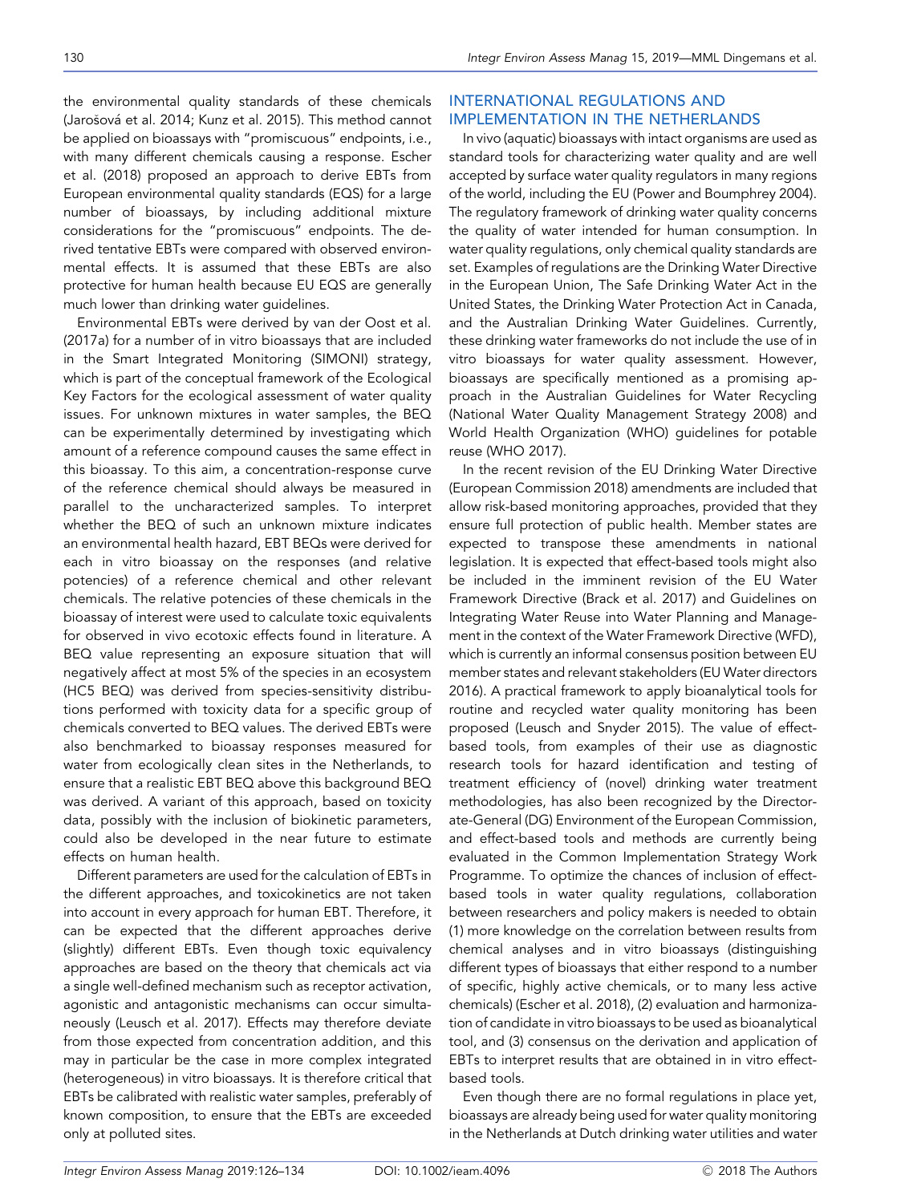the environmental quality standards of these chemicals (Jarošová et al. 2014; Kunz et al. 2015). This method cannot be applied on bioassays with "promiscuous" endpoints, i.e., with many different chemicals causing a response. Escher et al. (2018) proposed an approach to derive EBTs from European environmental quality standards (EQS) for a large number of bioassays, by including additional mixture considerations for the "promiscuous" endpoints. The derived tentative EBTs were compared with observed environmental effects. It is assumed that these EBTs are also protective for human health because EU EQS are generally much lower than drinking water guidelines.

Environmental EBTs were derived by van der Oost et al. (2017a) for a number of in vitro bioassays that are included in the Smart Integrated Monitoring (SIMONI) strategy, which is part of the conceptual framework of the Ecological Key Factors for the ecological assessment of water quality issues. For unknown mixtures in water samples, the BEQ can be experimentally determined by investigating which amount of a reference compound causes the same effect in this bioassay. To this aim, a concentration-response curve of the reference chemical should always be measured in parallel to the uncharacterized samples. To interpret whether the BEQ of such an unknown mixture indicates an environmental health hazard, EBT BEQs were derived for each in vitro bioassay on the responses (and relative potencies) of a reference chemical and other relevant chemicals. The relative potencies of these chemicals in the bioassay of interest were used to calculate toxic equivalents for observed in vivo ecotoxic effects found in literature. A BEQ value representing an exposure situation that will negatively affect at most 5% of the species in an ecosystem (HC5 BEQ) was derived from species-sensitivity distributions performed with toxicity data for a specific group of chemicals converted to BEQ values. The derived EBTs were also benchmarked to bioassay responses measured for water from ecologically clean sites in the Netherlands, to ensure that a realistic EBT BEQ above this background BEQ was derived. A variant of this approach, based on toxicity data, possibly with the inclusion of biokinetic parameters, could also be developed in the near future to estimate effects on human health.

Different parameters are used for the calculation of EBTs in the different approaches, and toxicokinetics are not taken into account in every approach for human EBT. Therefore, it can be expected that the different approaches derive (slightly) different EBTs. Even though toxic equivalency approaches are based on the theory that chemicals act via a single well-defined mechanism such as receptor activation, agonistic and antagonistic mechanisms can occur simultaneously (Leusch et al. 2017). Effects may therefore deviate from those expected from concentration addition, and this may in particular be the case in more complex integrated (heterogeneous) in vitro bioassays. It is therefore critical that EBTs be calibrated with realistic water samples, preferably of known composition, to ensure that the EBTs are exceeded only at polluted sites.

## INTERNATIONAL REGULATIONS AND IMPLEMENTATION IN THE NETHERLANDS

In vivo (aquatic) bioassays with intact organisms are used as standard tools for characterizing water quality and are well accepted by surface water quality regulators in many regions of the world, including the EU (Power and Boumphrey 2004). The regulatory framework of drinking water quality concerns the quality of water intended for human consumption. In water quality regulations, only chemical quality standards are set. Examples of regulations are the Drinking Water Directive in the European Union, The Safe Drinking Water Act in the United States, the Drinking Water Protection Act in Canada, and the Australian Drinking Water Guidelines. Currently, these drinking water frameworks do not include the use of in vitro bioassays for water quality assessment. However, bioassays are specifically mentioned as a promising approach in the Australian Guidelines for Water Recycling (National Water Quality Management Strategy 2008) and World Health Organization (WHO) guidelines for potable reuse (WHO 2017).

In the recent revision of the EU Drinking Water Directive (European Commission 2018) amendments are included that allow risk-based monitoring approaches, provided that they ensure full protection of public health. Member states are expected to transpose these amendments in national legislation. It is expected that effect-based tools might also be included in the imminent revision of the EU Water Framework Directive (Brack et al. 2017) and Guidelines on Integrating Water Reuse into Water Planning and Management in the context of the Water Framework Directive (WFD), which is currently an informal consensus position between EU member states and relevant stakeholders (EU Water directors 2016). A practical framework to apply bioanalytical tools for routine and recycled water quality monitoring has been proposed (Leusch and Snyder 2015). The value of effect-based tools, from examples of their use as diagnostic research tools for hazard identification and testing of treatment efficiency of (novel) drinking water treatment methodologies, has also been recognized by the Directorate-General (DG) Environment of the European Commission, and effect-based tools and methods are currently being evaluated in the Common Implementation Strategy Work Programme. To optimize the chances of inclusion of effect-based tools in water quality regulations, collaboration between researchers and policy makers is needed to obtain (1) more knowledge on the correlation between results from chemical analyses and in vitro bioassays (distinguishing different types of bioassays that either respond to a number of specific, highly active chemicals, or to many less active chemicals) (Escher et al. 2018), (2) evaluation and harmonization of candidate in vitro bioassays to be used as bioanalytical tool, and (3) consensus on the derivation and application of EBTs to interpret results that are obtained in in vitro effect-based tools.

Even though there are no formal regulations in place yet, bioassays are already being used for water quality monitoring in the Netherlands at Dutch drinking water utilities and water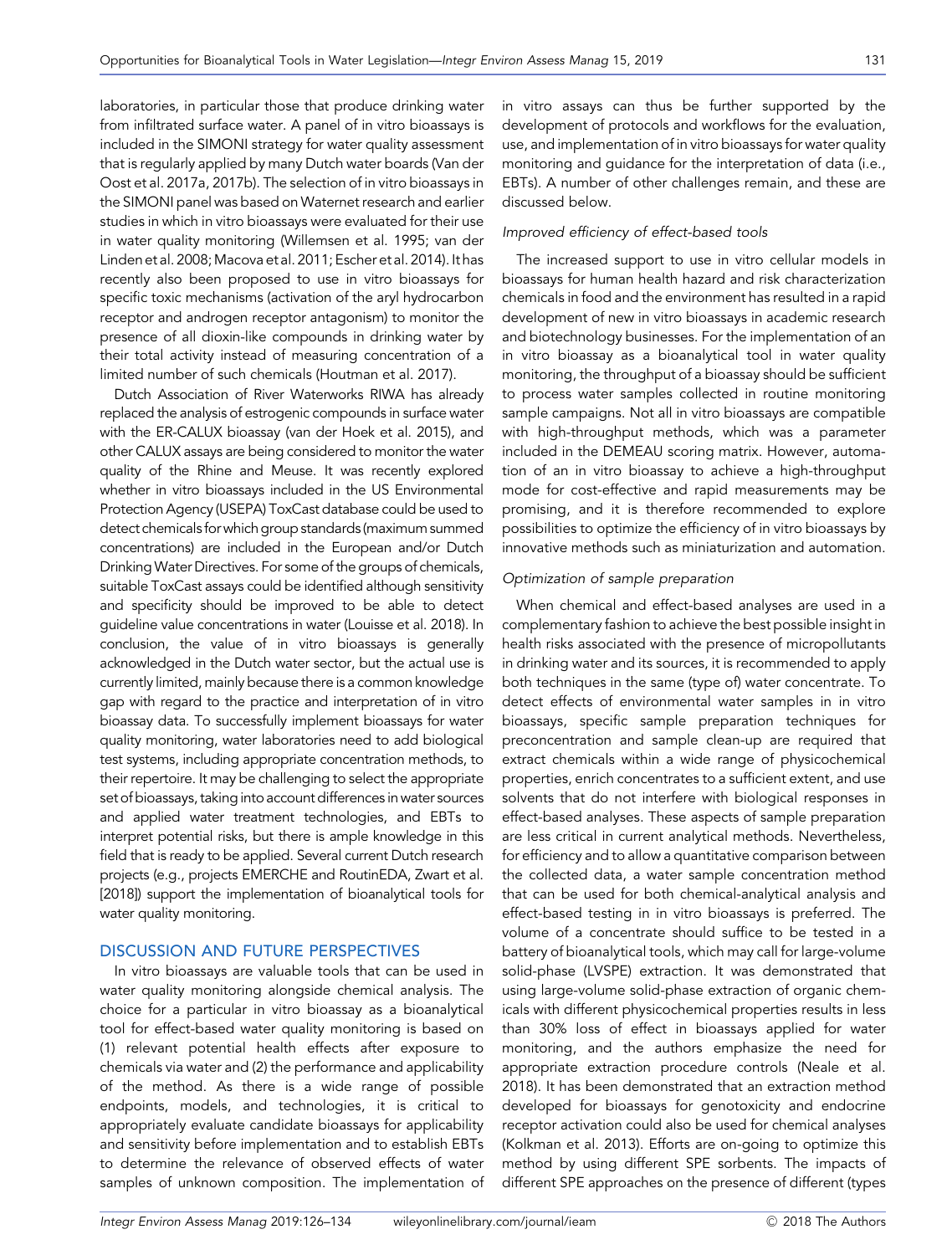laboratories, in particular those that produce drinking water from infiltrated surface water. A panel of in vitro bioassays is included in the SIMONI strategy for water quality assessment that is regularly applied by many Dutch water boards (Van der Oost et al. 2017a, 2017b). The selection of in vitro bioassays in the SIMONI panel was based on Waternet research and earlier studies in which in vitro bioassays were evaluated for their use in water quality monitoring (Willemsen et al. 1995; van der Linden et al. 2008; Macova et al. 2011; Escher et al. 2014). It has recently also been proposed to use in vitro bioassays for specific toxic mechanisms (activation of the aryl hydrocarbon receptor and androgen receptor antagonism) to monitor the presence of all dioxin-like compounds in drinking water by their total activity instead of measuring concentration of a limited number of such chemicals (Houtman et al. 2017).

Dutch Association of River Waterworks RIWA has already replaced the analysis of estrogenic compounds in surface water with the ER-CALUX bioassay (van der Hoek et al. 2015), and other CALUX assays are being considered to monitor the water quality of the Rhine and Meuse. It was recently explored whether in vitro bioassays included in the US Environmental Protection Agency (USEPA) ToxCast database could be used to detect chemicals for which group standards (maximum summed concentrations) are included in the European and/or Dutch Drinking Water Directives. For some of the groups of chemicals, suitable ToxCast assays could be identified although sensitivity and specificity should be improved to be able to detect guideline value concentrations in water (Louisse et al. 2018). In conclusion, the value of in vitro bioassays is generally acknowledged in the Dutch water sector, but the actual use is currently limited, mainly because there is a common knowledge gap with regard to the practice and interpretation of in vitro bioassay data. To successfully implement bioassays for water quality monitoring, water laboratories need to add biological test systems, including appropriate concentration methods, to their repertoire. It may be challenging to select the appropriate set of bioassays, taking into account differences in water sources and applied water treatment technologies, and EBTs to interpret potential risks, but there is ample knowledge in this field that is ready to be applied. Several current Dutch research projects (e.g., projects EMERCHE and RoutinEDA, Zwart et al. [2018]) support the implementation of bioanalytical tools for water quality monitoring.

## DISCUSSION AND FUTURE PERSPECTIVES

In vitro bioassays are valuable tools that can be used in water quality monitoring alongside chemical analysis. The choice for a particular in vitro bioassay as a bioanalytical tool for effect-based water quality monitoring is based on (1) relevant potential health effects after exposure to chemicals via water and (2) the performance and applicability of the method. As there is a wide range of possible endpoints, models, and technologies, it is critical to appropriately evaluate candidate bioassays for applicability and sensitivity before implementation and to establish EBTs to determine the relevance of observed effects of water samples of unknown composition. The implementation of in vitro assays can thus be further supported by the development of protocols and workflows for the evaluation, use, and implementation of in vitro bioassays for water quality monitoring and guidance for the interpretation of data (i.e., EBTs). A number of other challenges remain, and these are discussed below.

### *Improved efficiency of effect-based tools*

The increased support to use in vitro cellular models in bioassays for human health hazard and risk characterization chemicals in food and the environment has resulted in a rapid development of new in vitro bioassays in academic research and biotechnology businesses. For the implementation of an in vitro bioassay as a bioanalytical tool in water quality monitoring, the throughput of a bioassay should be sufficient to process water samples collected in routine monitoring sample campaigns. Not all in vitro bioassays are compatible with high-throughput methods, which was a parameter included in the DEMEAU scoring matrix. However, automation of an in vitro bioassay to achieve a high-throughput mode for cost-effective and rapid measurements may be promising, and it is therefore recommended to explore possibilities to optimize the efficiency of in vitro bioassays by innovative methods such as miniaturization and automation.

### *Optimization of sample preparation*

When chemical and effect-based analyses are used in a complementary fashion to achieve the best possible insight in health risks associated with the presence of micropollutants in drinking water and its sources, it is recommended to apply both techniques in the same (type of) water concentrate. To detect effects of environmental water samples in in vitro bioassays, specific sample preparation techniques for preconcentration and sample clean-up are required that extract chemicals within a wide range of physicochemical properties, enrich concentrates to a sufficient extent, and use solvents that do not interfere with biological responses in effect-based analyses. These aspects of sample preparation are less critical in current analytical methods. Nevertheless, for efficiency and to allow a quantitative comparison between the collected data, a water sample concentration method that can be used for both chemical-analytical analysis and effect-based testing in in vitro bioassays is preferred. The volume of a concentrate should suffice to be tested in a battery of bioanalytical tools, which may call for large-volume solid-phase (LVSPE) extraction. It was demonstrated that using large-volume solid-phase extraction of organic chemicals with different physicochemical properties results in less than 30% loss of effect in bioassays applied for water monitoring, and the authors emphasize the need for appropriate extraction procedure controls (Neale et al. 2018). It has been demonstrated that an extraction method developed for bioassays for genotoxicity and endocrine receptor activation could also be used for chemical analyses (Kolkman et al. 2013). Efforts are on-going to optimize this method by using different SPE sorbents. The impacts of different SPE approaches on the presence of different (types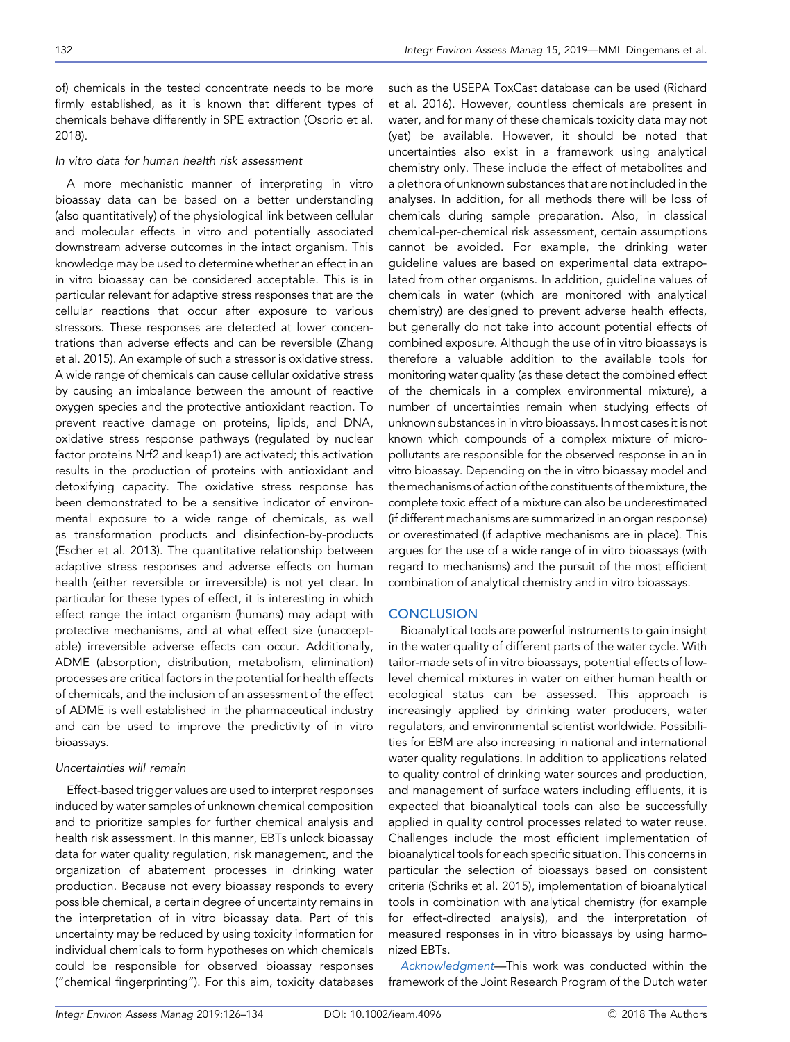of) chemicals in the tested concentrate needs to be more firmly established, as it is known that different types of chemicals behave differently in SPE extraction (Osorio et al. 2018).

### *In vitro data for human health risk assessment*

A more mechanistic manner of interpreting in vitro bioassay data can be based on a better understanding (also quantitatively) of the physiological link between cellular and molecular effects in vitro and potentially associated downstream adverse outcomes in the intact organism. This knowledge may be used to determine whether an effect in an in vitro bioassay can be considered acceptable. This is in particular relevant for adaptive stress responses that are the cellular reactions that occur after exposure to various stressors. These responses are detected at lower concentrations than adverse effects and can be reversible (Zhang et al. 2015). An example of such a stressor is oxidative stress. A wide range of chemicals can cause cellular oxidative stress by causing an imbalance between the amount of reactive oxygen species and the protective antioxidant reaction. To prevent reactive damage on proteins, lipids, and DNA, oxidative stress response pathways (regulated by nuclear factor proteins Nrf2 and keap1) are activated; this activation results in the production of proteins with antioxidant and detoxifying capacity. The oxidative stress response has been demonstrated to be a sensitive indicator of environmental exposure to a wide range of chemicals, as well as transformation products and disinfection-by-products (Escher et al. 2013). The quantitative relationship between adaptive stress responses and adverse effects on human health (either reversible or irreversible) is not yet clear. In particular for these types of effect, it is interesting in which effect range the intact organism (humans) may adapt with protective mechanisms, and at what effect size (unacceptable) irreversible adverse effects can occur. Additionally, ADME (absorption, distribution, metabolism, elimination) processes are critical factors in the potential for health effects of chemicals, and the inclusion of an assessment of the effect of ADME is well established in the pharmaceutical industry and can be used to improve the predictivity of in vitro bioassays.

### *Uncertainties will remain*

Effect-based trigger values are used to interpret responses induced by water samples of unknown chemical composition and to prioritize samples for further chemical analysis and health risk assessment. In this manner, EBTs unlock bioassay data for water quality regulation, risk management, and the organization of abatement processes in drinking water production. Because not every bioassay responds to every possible chemical, a certain degree of uncertainty remains in the interpretation of in vitro bioassay data. Part of this uncertainty may be reduced by using toxicity information for individual chemicals to form hypotheses on which chemicals could be responsible for observed bioassay responses ("chemical fingerprinting"). For this aim, toxicity databases such as the USEPA ToxCast database can be used (Richard et al. 2016). However, countless chemicals are present in water, and for many of these chemicals toxicity data may not (yet) be available. However, it should be noted that uncertainties also exist in a framework using analytical chemistry only. These include the effect of metabolites and a plethora of unknown substances that are not included in the analyses. In addition, for all methods there will be loss of chemicals during sample preparation. Also, in classical chemical-per-chemical risk assessment, certain assumptions cannot be avoided. For example, the drinking water guideline values are based on experimental data extrapolated from other organisms. In addition, guideline values of chemicals in water (which are monitored with analytical chemistry) are designed to prevent adverse health effects, but generally do not take into account potential effects of combined exposure. Although the use of in vitro bioassays is therefore a valuable addition to the available tools for monitoring water quality (as these detect the combined effect of the chemicals in a complex environmental mixture), a number of uncertainties remain when studying effects of unknown substances in in vitro bioassays. In most cases it is not known which compounds of a complex mixture of micropollutants are responsible for the observed response in an in vitro bioassay. Depending on the in vitro bioassay model and the mechanisms of action of the constituents of the mixture, the complete toxic effect of a mixture can also be underestimated (if different mechanisms are summarized in an organ response) or overestimated (if adaptive mechanisms are in place). This argues for the use of a wide range of in vitro bioassays (with regard to mechanisms) and the pursuit of the most efficient combination of analytical chemistry and in vitro bioassays.

## CONCLUSION

Bioanalytical tools are powerful instruments to gain insight in the water quality of different parts of the water cycle. With tailor-made sets of in vitro bioassays, potential effects of low-level chemical mixtures in water on either human health or ecological status can be assessed. This approach is increasingly applied by drinking water producers, water regulators, and environmental scientist worldwide. Possibilities for EBM are also increasing in national and international water quality regulations. In addition to applications related to quality control of drinking water sources and production, and management of surface waters including effluents, it is expected that bioanalytical tools can also be successfully applied in quality control processes related to water reuse. Challenges include the most efficient implementation of bioanalytical tools for each specific situation. This concerns in particular the selection of bioassays based on consistent criteria (Schriks et al. 2015), implementation of bioanalytical tools in combination with analytical chemistry (for example for effect-directed analysis), and the interpretation of measured responses in in vitro bioassays by using harmonized EBTs.

*Acknowledgment*—This work was conducted within the framework of the Joint Research Program of the Dutch water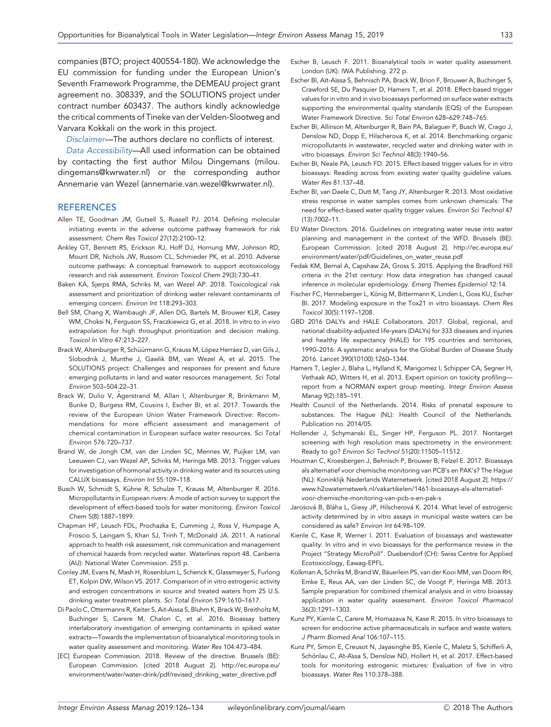companies (BTO; project 400554-180). We acknowledge the EU commission for funding under the European Union's Seventh Framework Programme, the DEMEAU project grant agreement no. 308339, and the SOLUTIONS project under contract number 603437. The authors kindly acknowledge the critical comments of Tineke van der Velden-Slootweg and Varvara Kokkali on the work in this project.

*Disclaimer*—The authors declare no conflicts of interest.

*Data Accessibility*—All used information can be obtained by contacting the first author Milou Dingemans (milou.dingemans@kwrwater.nl) or the corresponding author Annemarie van Wezel (annemarie.van.wezel@kwrwater.nl).

## REFERENCES

Allen TE, Goodman JM, Gutsell S, Russell PJ. 2014. Defining molecular initiating events in the adverse outcome pathway framework for risk assessment. *Chem Res Toxicol* 27(12):2100–12.

Ankley GT, Bennett RS, Erickson RJ, Hoff DJ, Hornung MW, Johnson RD, Mount DR, Nichols JW, Russom CL, Schmieder PK, et al. 2010. Adverse outcome pathways: A conceptual framework to support ecotoxicology research and risk assessment. *Environ Toxicol Chem* 29(3):730–41.

Baken KA, Sjerps RMA, Schriks M, van Wezel AP. 2018. Toxicological risk assessment and prioritization of drinking water relevant contaminants of emerging concern. *Environ Int* 118:293–303.

Bell SM, Chang X, Wambaugh JF, Allen DG, Bartels M, Brouwer KLR, Casey WM, Choksi N, Ferguson SS, Fraczkiewicz G, et al. 2018. In vitro to in vivo extrapolation for high throughput prioritization and decision making. *Toxicol In Vitro* 47:213–227.

Brack W, Altenburger R, Schüürmann G, Krauss M, López Herráez D, van Gils J, Slobodnik J, Munthe J, Gawlik BM, van Wezel A, et al. 2015. The SOLUTIONS project: Challenges and responses for present and future emerging pollutants in land and water resources management. *Sci Total Environ* 503–504:22–31.

Brack W, Dulio V, Ågerstrand M, Allan I, Altenburger R, Brinkmann M, Bunke D, Burgess RM, Cousins I, Escher BI, et al. 2017. Towards the review of the European Union Water Framework Directive: Recommendations for more efficient assessment and management of chemical contamination in European surface water resources. *Sci Total Environ* 576:720–737.

Brand W, de Jongh CM, van der Linden SC, Mennes W, Puijker LM, van Leeuwen CJ, van Wezel AP, Schriks M, Heringa MB. 2013. Trigger values for investigation of hormonal activity in drinking water and its sources using CALUX bioassays. *Environ Int* 55:109–118.

Busch W, Schmidt S, Kühne R, Schulze T, Krauss M, Altenburger R. 2016. Micropollutants in European rivers: A mode of action survey to support the development of effect-based tools for water monitoring. *Environ Toxicol Chem* 5(8):1887–1899.

Chapman HF, Leusch FDL, Prochazka E, Cumming J, Ross V, Humpage A, Froscio S, Laingam S, Khan SJ, Trinh T, McDonald JA. 2011. A national approach to health risk assessment, risk communication and management of chemical hazards from recycled water. Waterlines report 48. Canberra (AU): National Water Commission. 255 p.

Conley JM, Evans N, Mash H, Rosenblum L, Schenck K, Glassmeyer S, Furlong ET, Kolpin DW, Wilson VS. 2017. Comparison of in vitro estrogenic activity and estrogen concentrations in source and treated waters from 25 U.S. drinking water treatment plants. *Sci Total Environ* 579:1610–1617.

Di Paolo C, Ottermanns R, Keiter S, Ait-Aissa S, Bluhm K, Brack W, Breitholtz M, Buchinger S, Carere M, Chalon C, et al. 2016. Bioassay battery interlaboratory investigation of emerging contaminants in spiked water extracts—Towards the implementation of bioanalytical monitoring tools in water quality assessment and monitoring. *Water Res* 104:473–484.

[EC] European Commission. 2018. Review of the directive. Brussels (BE): European Commission. [cited 2018 August 2]. http://ec.europa.eu/environment/water/water-drink/pdf/revised_drinking_water_directive.pdf

Escher B, Leusch F. 2011. Bioanalytical tools in water quality assessment. London (UK): IWA Publishing. 272 p.

Escher BI, Aït-Aïssa S, Behnisch PA, Brack W, Brion F, Brouwer A, Buchinger S, Crawford SE, Du Pasquier D, Hamers T, et al. 2018. Effect-based trigger values for in vitro and in vivo bioassays performed on surface water extracts supporting the environmental quality standards (EQS) of the European Water Framework Directive. *Sci Total Environ* 628–629:748–765.

Escher BI, Allinson M, Altenburger R, Bain PA, Balaguer P, Busch W, Crago J, Denslow ND, Dopp E, Hilscherova K, et al. 2014. Benchmarking organic micropollutants in wastewater, recycled water and drinking water with in vitro bioassays. *Environ Sci Technol* 48(3):1940–56.

Escher BI, Neale PA, Leusch FD. 2015. Effect-based trigger values for in vitro bioassays: Reading across from existing water quality guideline values. *Water Res* 81:137–48.

Escher BI, van Daele C, Dutt M, Tang JY, Altenburger R. 2013. Most oxidative stress response in water samples comes from unknown chemicals: The need for effect-based water quality trigger values. *Environ Sci Technol* 47 (13):7002–11.

EU Water Directors. 2016. Guidelines on integrating water reuse into water planning and management in the context of the WFD. Brussels (BE): European Commission. [cited 2018 August 2]. http://ec.europa.eu/environment/water/pdf/Guidelines_on_water_reuse.pdf

Fedak KM, Bernal A, Capshaw ZA, Gross S. 2015. Applying the Bradford Hill criteria in the 21st century: How data integration has changed causal inference in molecular epidemiology. *Emerg Themes Epidemiol* 12:14.

Fischer FC, Henneberger L, König M, Bittermann K, Linden L, Goss KU, Escher BI. 2017. Modeling exposure in the Tox21 in vitro bioassays. *Chem Res Toxicol* 30(5):1197–1208.

GBD 2016 DALYs and HALE Collaborators. 2017. Global, regional, and national disability-adjusted life-years (DALYs) for 333 diseases and injuries and healthy life expectancy (HALE) for 195 countries and territories, 1990–2016: A systematic analysis for the Global Burden of Disease Study 2016. *Lancet* 390(10100):1260–1344.

Hamers T, Legler J, Blaha L, Hylland K, Marigomez I, Schipper CA, Segner H, Vethaak AD, Witters H, et al. 2013. Expert opinion on toxicity profiling—report from a NORMAN expert group meeting. *Integr Environ Assess Manag* 9(2):185–191.

Health Council of the Netherlands. 2014. Risks of prenatal exposure to substances. The Hague (NL): Health Council of the Netherlands. Publication no. 2014/05.

Hollender J, Schymanski EL, Singer HP, Ferguson PL. 2017. Nontarget screening with high resolution mass spectrometry in the environment: Ready to go? *Environ Sci Technol* 51(20):11505–11512.

Houtman C, Kroesbergen J, Behnisch P, Brouwer B, Felzel E. 2017. Bioassays als alternatief voor chemische monitoring van PCB's en PAK's? The Hague (NL): Koninklijk Nederlands Waternetwerk. [cited 2018 August 2]. https://www.h2owaternetwerk.nl/vakartikelen/1461-bioassays-als-alternatief-voor-chemische-monitoring-van-pcb-s-en-pak-s

Jarošová B, Bláha L, Giesy JP, Hilscherová K. 2014. What level of estrogenic activity determined by in vitro assays in municipal waste waters can be considered as safe? *Environ Int* 64:98–109.

Kienle C, Kase R, Werner I. 2011. Evaluation of bioassays and wastewater quality: In vitro and in vivo bioassays for the performance review in the Project "Strategy MicroPoll". Duebendorf (CH): Swiss Centre for Applied Ecotoxicology, Eawag-EPFL.

Kolkman A, Schriks M, Brand W, Bäuerlein PS, van der Kooi MM, van Doorn RH, Emke E, Reus AA, van der Linden SC, de Voogt P, Heringa MB. 2013. Sample preparation for combined chemical analysis and in vitro bioassay application in water quality assessment. *Environ Toxicol Pharmacol* 36(3):1291–1303.

Kunz PY, Kienle C, Carere M, Homazava N, Kase R. 2015. In vitro bioassays to screen for endocrine active pharmaceuticals in surface and waste waters. *J Pharm Biomed Anal* 106:107–115.

Kunz PY, Simon E, Creusot N, Jayasinghe BS, Kienle C, Maletz S, Schifferli A, Schönlau C, Aït-Aïssa S, Denslow ND, Hollert H, et al. 2017. Effect-based tools for monitoring estrogenic mixtures: Evaluation of five in vitro bioassays. *Water Res* 110:378–388.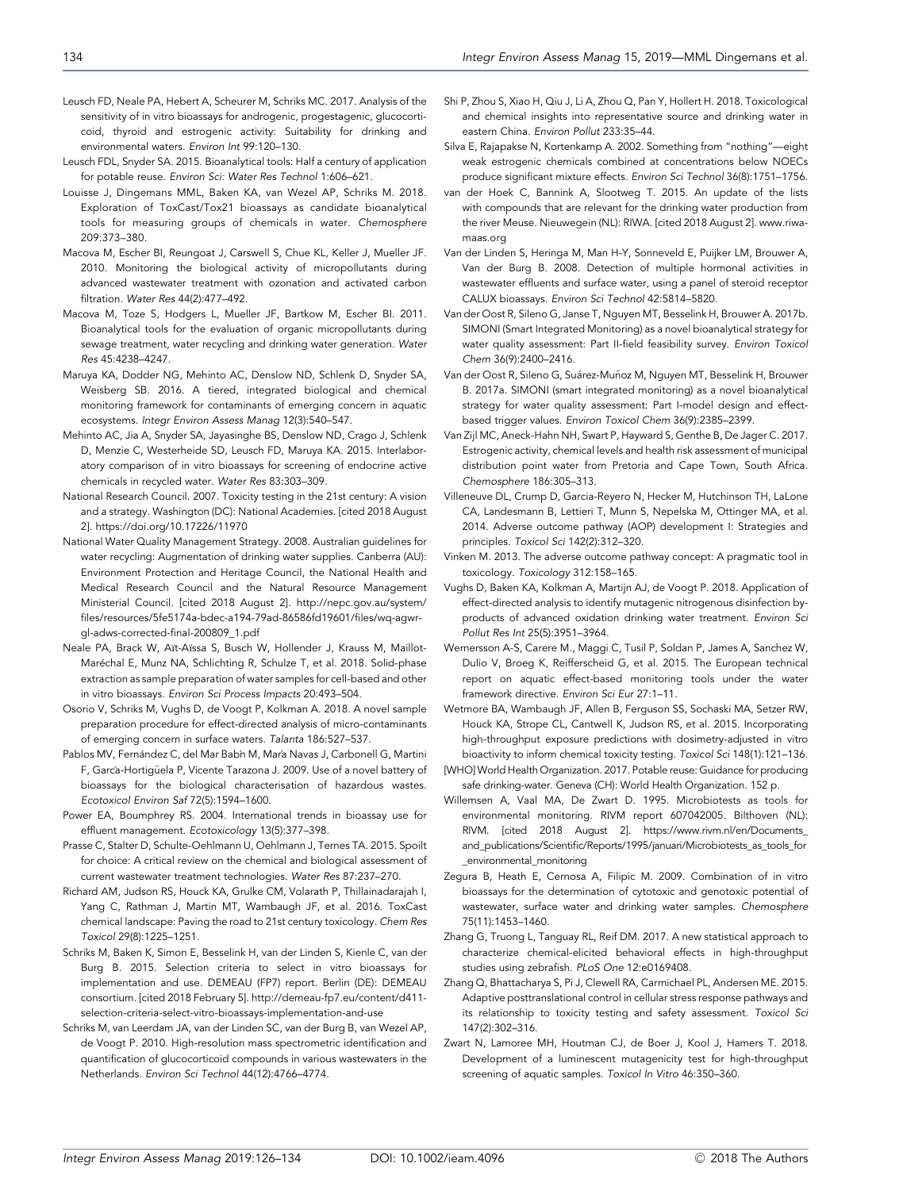Leusch FD, Neale PA, Hebert A, Scheurer M, Schriks MC. 2017. Analysis of the sensitivity of in vitro bioassays for androgenic, progestagenic, glucocorticoid, thyroid and estrogenic activity: Suitability for drinking and environmental waters. *Environ Int* 99:120–130.

Leusch FDL, Snyder SA. 2015. Bioanalytical tools: Half a century of application for potable reuse. *Environ Sci: Water Res Technol* 1:606–621.

Louisse J, Dingemans MML, Baken KA, van Wezel AP, Schriks M. 2018. Exploration of ToxCast/Tox21 bioassays as candidate bioanalytical tools for measuring groups of chemicals in water. *Chemosphere* 209:373–380.

Macova M, Escher BI, Reungoat J, Carswell S, Chue KL, Keller J, Mueller JF. 2010. Monitoring the biological activity of micropollutants during advanced wastewater treatment with ozonation and activated carbon filtration. *Water Res* 44(2):477–492.

Macova M, Toze S, Hodgers L, Mueller JF, Bartkow M, Escher BI. 2011. Bioanalytical tools for the evaluation of organic micropollutants during sewage treatment, water recycling and drinking water generation. *Water Res* 45:4238–4247.

Maruya KA, Dodder NG, Mehinto AC, Denslow ND, Schlenk D, Snyder SA, Weisberg SB. 2016. A tiered, integrated biological and chemical monitoring framework for contaminants of emerging concern in aquatic ecosystems. *Integr Environ Assess Manag* 12(3):540–547.

Mehinto AC, Jia A, Snyder SA, Jayasinghe BS, Denslow ND, Crago J, Schlenk D, Menzie C, Westerheide SD, Leusch FD, Maruya KA. 2015. Interlaboratory comparison of in vitro bioassays for screening of endocrine active chemicals in recycled water. *Water Res* 83:303–309.

National Research Council. 2007. Toxicity testing in the 21st century: A vision and a strategy. Washington (DC): National Academies. [cited 2018 August 2]. https://doi.org/10.17226/11970

National Water Quality Management Strategy. 2008. Australian guidelines for water recycling: Augmentation of drinking water supplies. Canberra (AU): Environment Protection and Heritage Council, the National Health and Medical Research Council and the Natural Resource Management Ministerial Council. [cited 2018 August 2]. http://nepc.gov.au/system/files/resources/5fe5174a-bdec-a194-79ad-86586fd19601/files/wq-agwr-gl-adws-corrected-final-200809_1.pdf

Neale PA, Brack W, Aït-Aïssa S, Busch W, Hollender J, Krauss M, Maillot-Maréchal E, Munz NA, Schlichting R, Schulze T, et al. 2018. Solid-phase extraction as sample preparation of water samples for cell-based and other in vitro bioassays. *Environ Sci Process Impacts* 20:493–504.

Osorio V, Schriks M, Vughs D, de Voogt P, Kolkman A. 2018. A novel sample preparation procedure for effect-directed analysis of micro-contaminants of emerging concern in surface waters. *Talanta* 186:527–537.

Pablos MV, Fernández C, del Mar Babín M, María Navas J, Carbonell G, Martini F, García-Hortigüela P, Vicente Tarazona J. 2009. Use of a novel battery of bioassays for the biological characterisation of hazardous wastes. *Ecotoxicol Environ Saf* 72(5):1594–1600.

Power EA, Boumphrey RS. 2004. International trends in bioassay use for effluent management. *Ecotoxicology* 13(5):377–398.

Prasse C, Stalter D, Schulte-Oehlmann U, Oehlmann J, Ternes TA. 2015. Spoilt for choice: A critical review on the chemical and biological assessment of current wastewater treatment technologies. *Water Res* 87:237–270.

Richard AM, Judson RS, Houck KA, Grulke CM, Volarath P, Thillainadarajah I, Yang C, Rathman J, Martin MT, Wambaugh JF, et al. 2016. ToxCast chemical landscape: Paving the road to 21st century toxicology. *Chem Res Toxicol* 29(8):1225–1251.

Schriks M, Baken K, Simon E, Besselink H, van der Linden S, Kienle C, van der Burg B. 2015. Selection criteria to select in vitro bioassays for implementation and use. DEMEAU (FP7) report. Berlin (DE): DEMEAU consortium. [cited 2018 February 5]. http://demeau-fp7.eu/content/d411-selection-criteria-select-vitro-bioassays-implementation-and-use

Schriks M, van Leerdam JA, van der Linden SC, van der Burg B, van Wezel AP, de Voogt P. 2010. High-resolution mass spectrometric identification and quantification of glucocorticoid compounds in various wastewaters in the Netherlands. *Environ Sci Technol* 44(12):4766–4774.

Shi P, Zhou S, Xiao H, Qiu J, Li A, Zhou Q, Pan Y, Hollert H. 2018. Toxicological and chemical insights into representative source and drinking water in eastern China. *Environ Pollut* 233:35–44.

Silva E, Rajapakse N, Kortenkamp A. 2002. Something from "nothing"—eight weak estrogenic chemicals combined at concentrations below NOECs produce significant mixture effects. *Environ Sci Technol* 36(8):1751–1756.

van der Hoek C, Bannink A, Slootweg T. 2015. An update of the lists with compounds that are relevant for the drinking water production from the river Meuse. Nieuwegein (NL): RIWA. [cited 2018 August 2]. www.riwa-maas.org

Van der Linden S, Heringa M, Man H-Y, Sonneveld E, Puijker LM, Brouwer A, Van der Burg B. 2008. Detection of multiple hormonal activities in wastewater effluents and surface water, using a panel of steroid receptor CALUX bioassays. *Environ Sci Technol* 42:5814–5820.

Van der Oost R, Sileno G, Janse T, Nguyen MT, Besselink H, Brouwer A. 2017b. SIMONI (Smart Integrated Monitoring) as a novel bioanalytical strategy for water quality assessment: Part II-field feasibility survey. *Environ Toxicol Chem* 36(9):2400–2416.

Van der Oost R, Sileno G, Suárez-Muñoz M, Nguyen MT, Besselink H, Brouwer B. 2017a. SIMONI (smart integrated monitoring) as a novel bioanalytical strategy for water quality assessment: Part I-model design and effect-based trigger values. *Environ Toxicol Chem* 36(9):2385–2399.

Van Zijl MC, Aneck-Hahn NH, Swart P, Hayward S, Genthe B, De Jager C. 2017. Estrogenic activity, chemical levels and health risk assessment of municipal distribution point water from Pretoria and Cape Town, South Africa. *Chemosphere* 186:305–313.

Villeneuve DL, Crump D, Garcia-Reyero N, Hecker M, Hutchinson TH, LaLone CA, Landesmann B, Lettieri T, Munn S, Nepelska M, Ottinger MA, et al. 2014. Adverse outcome pathway (AOP) development I: Strategies and principles. *Toxicol Sci* 142(2):312–320.

Vinken M. 2013. The adverse outcome pathway concept: A pragmatic tool in toxicology. *Toxicology* 312:158–165.

Vughs D, Baken KA, Kolkman A, Martijn AJ, de Voogt P. 2018. Application of effect-directed analysis to identify mutagenic nitrogenous disinfection by-products of advanced oxidation drinking water treatment. *Environ Sci Pollut Res Int* 25(5):3951–3964.

Wernersson A-S, Carere M, Maggi C, Tusil P, Soldan P, James A, Sanchez W, Dulio V, Broeg K, Reifferscheid G, et al. 2015. The European technical report on aquatic effect-based monitoring tools under the water framework directive. *Environ Sci Eur* 27:1–11.

Wetmore BA, Wambaugh JF, Allen B, Ferguson SS, Sochaski MA, Setzer RW, Houck KA, Strope CL, Cantwell K, Judson RS, et al. 2015. Incorporating high-throughput exposure predictions with dosimetry-adjusted in vitro bioactivity to inform chemical toxicity testing. *Toxicol Sci* 148(1):121–136.

[WHO] World Health Organization. 2017. Potable reuse: Guidance for producing safe drinking-water. Geneva (CH): World Health Organization. 152 p.

Willemsen A, Vaal MA, De Zwart D. 1995. Microbiotests as tools for environmental monitoring. RIVM report 607042005. Bilthoven (NL): RIVM. [cited 2018 August 2]. https://www.rivm.nl/en/Documents_and_publications/Scientific/Reports/1995/januari/Microbiotests_as_tools_for_environmental_monitoring

Zegura B, Heath E, Cernosa A, Filipic M. 2009. Combination of in vitro bioassays for the determination of cytotoxic and genotoxic potential of wastewater, surface water and drinking water samples. *Chemosphere* 75(11):1453–1460.

Zhang G, Truong L, Tanguay RL, Reif DM. 2017. A new statistical approach to characterize chemical-elicited behavioral effects in high-throughput studies using zebrafish. *PLoS One* 12:e0169408.

Zhang Q, Bhattacharya S, Pi J, Clewell RA, Carmichael PL, Andersen ME. 2015. Adaptive posttranslational control in cellular stress response pathways and its relationship to toxicity testing and safety assessment. *Toxicol Sci* 147(2):302–316.

Zwart N, Lamoree MH, Houtman CJ, de Boer J, Kool J, Hamers T. 2018. Development of a luminescent mutagenicity test for high-throughput screening of aquatic samples. *Toxicol In Vitro* 46:350–360.